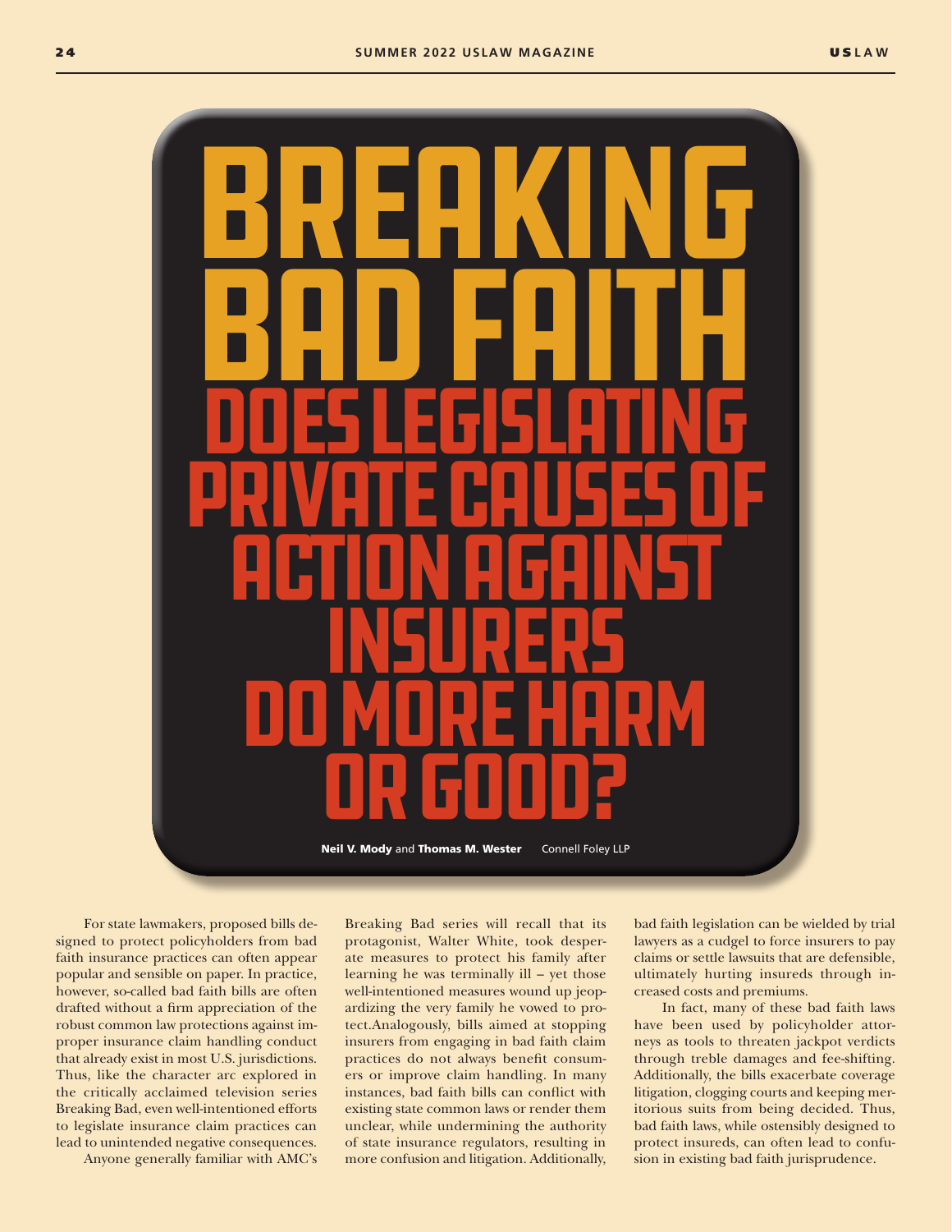# Breaking Bad Faith

## Does Legislating Private Causes of Action Against Insurers Do More Harm or Good?

**Neil V. Mody** and **Thomas M. Wester** Connell Foley LLP

For state lawmakers, proposed bills designed to protect policyholders from bad faith insurance practices can often appear popular and sensible on paper. In practice, however, so-called bad faith bills are often drafted without a firm appreciation of the robust common law protections against improper insurance claim handling conduct that already exist in most U.S. jurisdictions. Thus, like the character arc explored in the critically acclaimed television series Breaking Bad, even well-intentioned efforts to legislate insurance claim practices can lead to unintended negative consequences.

Anyone generally familiar with AMC's Breaking Bad series will recall that its protagonist, Walter White, took desperate measures to protect his family after learning he was terminally ill – yet those well-intentioned measures wound up jeopardizing the very family he vowed to protect.Analogously, bills aimed at stopping insurers from engaging in bad faith claim practices do not always benefit consumers or improve claim handling. In many instances, bad faith bills can conflict with existing state common laws or render them unclear, while undermining the authority of state insurance regulators, resulting in more confusion and litigation. Additionally, bad faith legislation can be wielded by trial lawyers as a cudgel to force insurers to pay claims or settle lawsuits that are defensible, ultimately hurting insureds through increased costs and premiums.

In fact, many of these bad faith laws have been used by policyholder attorneys as tools to threaten jackpot verdicts through treble damages and fee-shifting. Additionally, the bills exacerbate coverage litigation, clogging courts and keeping meritorious suits from being decided. Thus, bad faith laws, while ostensibly designed to protect insureds, can often lead to confusion in existing bad faith jurisprudence.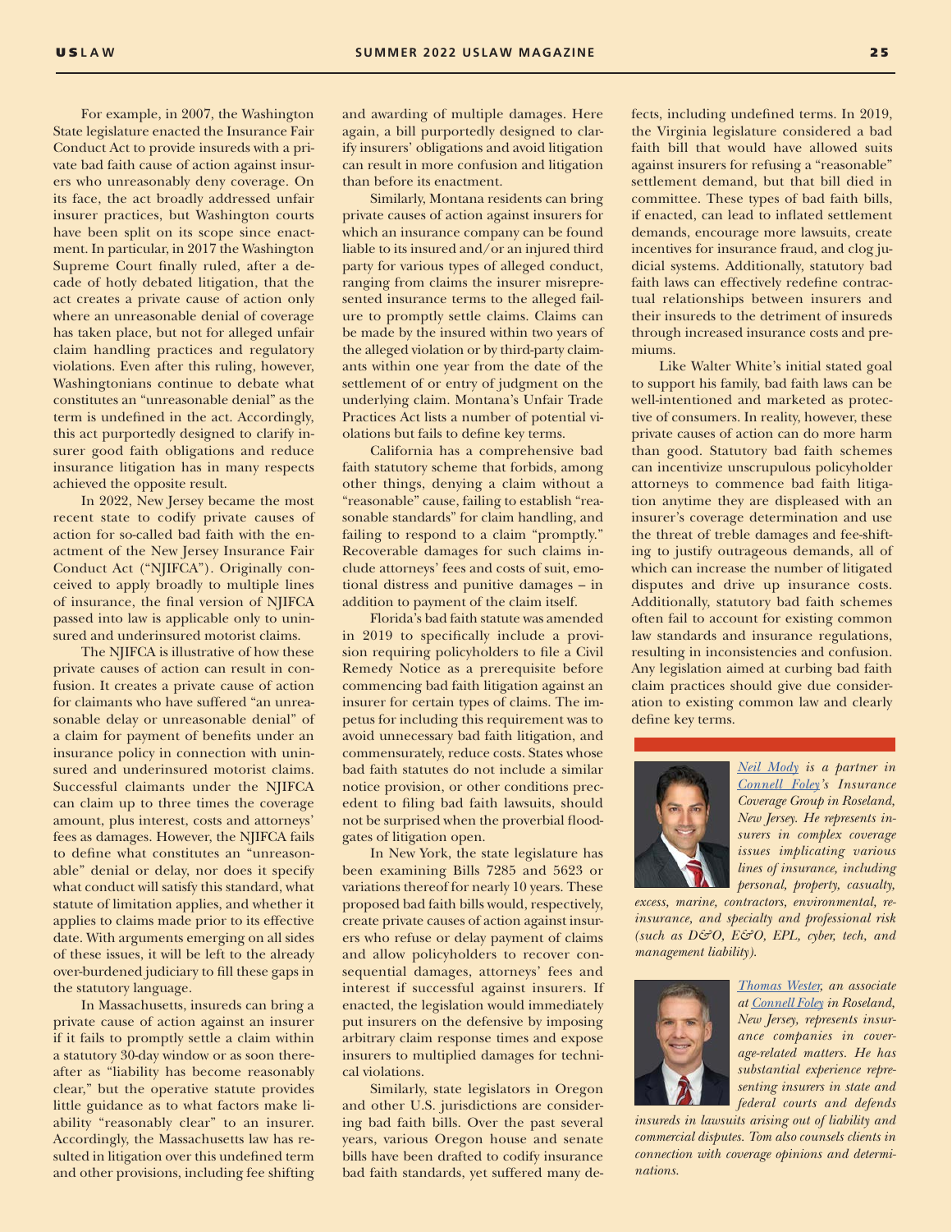For example, in 2007, the Washington State legislature enacted the Insurance Fair Conduct Act to provide insureds with a private bad faith cause of action against insurers who unreasonably deny coverage. On its face, the act broadly addressed unfair insurer practices, but Washington courts have been split on its scope since enactment. In particular, in 2017 the Washington Supreme Court finally ruled, after a decade of hotly debated litigation, that the act creates a private cause of action only where an unreasonable denial of coverage has taken place, but not for alleged unfair claim handling practices and regulatory violations. Even after this ruling, however, Washingtonians continue to debate what constitutes an "unreasonable denial" as the term is undefined in the act. Accordingly, this act purportedly designed to clarify insurer good faith obligations and reduce insurance litigation has in many respects achieved the opposite result.

In 2022, New Jersey became the most recent state to codify private causes of action for so-called bad faith with the enactment of the New Jersey Insurance Fair Conduct Act ("NJIFCA"). Originally conceived to apply broadly to multiple lines of insurance, the final version of NJIFCA passed into law is applicable only to uninsured and underinsured motorist claims.

The NJIFCA is illustrative of how these private causes of action can result in confusion. It creates a private cause of action for claimants who have suffered "an unreasonable delay or unreasonable denial" of a claim for payment of benefits under an insurance policy in connection with uninsured and underinsured motorist claims. Successful claimants under the NJIFCA can claim up to three times the coverage amount, plus interest, costs and attorneys' fees as damages. However, the NJIFCA fails to define what constitutes an "unreasonable" denial or delay, nor does it specify what conduct will satisfy this standard, what statute of limitation applies, and whether it applies to claims made prior to its effective date. With arguments emerging on all sides of these issues, it will be left to the already over-burdened judiciary to fill these gaps in the statutory language.

In Massachusetts, insureds can bring a private cause of action against an insurer if it fails to promptly settle a claim within a statutory 30-day window or as soon thereafter as "liability has become reasonably clear," but the operative statute provides little guidance as to what factors make liability "reasonably clear" to an insurer. Accordingly, the Massachusetts law has resulted in litigation over this undefined term and other provisions, including fee shifting and awarding of multiple damages. Here again, a bill purportedly designed to clarify insurers' obligations and avoid litigation can result in more confusion and litigation than before its enactment.

Similarly, Montana residents can bring private causes of action against insurers for which an insurance company can be found liable to its insured and/or an injured third party for various types of alleged conduct, ranging from claims the insurer misrepresented insurance terms to the alleged failure to promptly settle claims. Claims can be made by the insured within two years of the alleged violation or by third-party claimants within one year from the date of the settlement of or entry of judgment on the underlying claim. Montana's Unfair Trade Practices Act lists a number of potential violations but fails to define key terms.

California has a comprehensive bad faith statutory scheme that forbids, among other things, denying a claim without a "reasonable" cause, failing to establish "reasonable standards" for claim handling, and failing to respond to a claim "promptly." Recoverable damages for such claims include attorneys' fees and costs of suit, emotional distress and punitive damages – in addition to payment of the claim itself.

Florida's bad faith statute was amended in 2019 to specifically include a provision requiring policyholders to file a Civil Remedy Notice as a prerequisite before commencing bad faith litigation against an insurer for certain types of claims. The impetus for including this requirement was to avoid unnecessary bad faith litigation, and commensurately, reduce costs. States whose bad faith statutes do not include a similar notice provision, or other conditions precedent to filing bad faith lawsuits, should not be surprised when the proverbial floodgates of litigation open.

In New York, the state legislature has been examining Bills 7285 and 5623 or variations thereof for nearly 10 years. These proposed bad faith bills would, respectively, create private causes of action against insurers who refuse or delay payment of claims and allow policyholders to recover consequential damages, attorneys' fees and interest if successful against insurers. If enacted, the legislation would immediately put insurers on the defensive by imposing arbitrary claim response times and expose insurers to multiplied damages for technical violations.

Similarly, state legislators in Oregon and other U.S. jurisdictions are considering bad faith bills. Over the past several years, various Oregon house and senate bills have been drafted to codify insurance bad faith standards, yet suffered many defects, including undefined terms. In 2019, the Virginia legislature considered a bad faith bill that would have allowed suits against insurers for refusing a "reasonable" settlement demand, but that bill died in committee. These types of bad faith bills, if enacted, can lead to inflated settlement demands, encourage more lawsuits, create incentives for insurance fraud, and clog judicial systems. Additionally, statutory bad faith laws can effectively redefine contractual relationships between insurers and their insureds to the detriment of insureds through increased insurance costs and premiums.

Like Walter White's initial stated goal to support his family, bad faith laws can be well-intentioned and marketed as protective of consumers. In reality, however, these private causes of action can do more harm than good. Statutory bad faith schemes can incentivize unscrupulous policyholder attorneys to commence bad faith litigation anytime they are displeased with an insurer's coverage determination and use the threat of treble damages and fee-shifting to justify outrageous demands, all of which can increase the number of litigated disputes and drive up insurance costs. Additionally, statutory bad faith schemes often fail to account for existing common law standards and insurance regulations, resulting in inconsistencies and confusion. Any legislation aimed at curbing bad faith claim practices should give due consideration to existing common law and clearly define key terms.

*Neil Mody is a partner in Connell Foley's Insurance Coverage Group in Roseland, New Jersey. He represents insurers in complex coverage issues implicating various lines of insurance, including personal, property, casualty, excess, marine, contractors, environmental, reinsurance, and specialty and professional risk (such as D&O, E&O, EPL, cyber, tech, and management liability).*

*Thomas Wester, an associate at Connell Foley in Roseland, New Jersey, represents insurance companies in coverage-related matters. He has substantial experience representing insurers in state and federal courts and defends insureds in lawsuits arising out of liability and commercial disputes. Tom also counsels clients in connection with coverage opinions and determinations.*